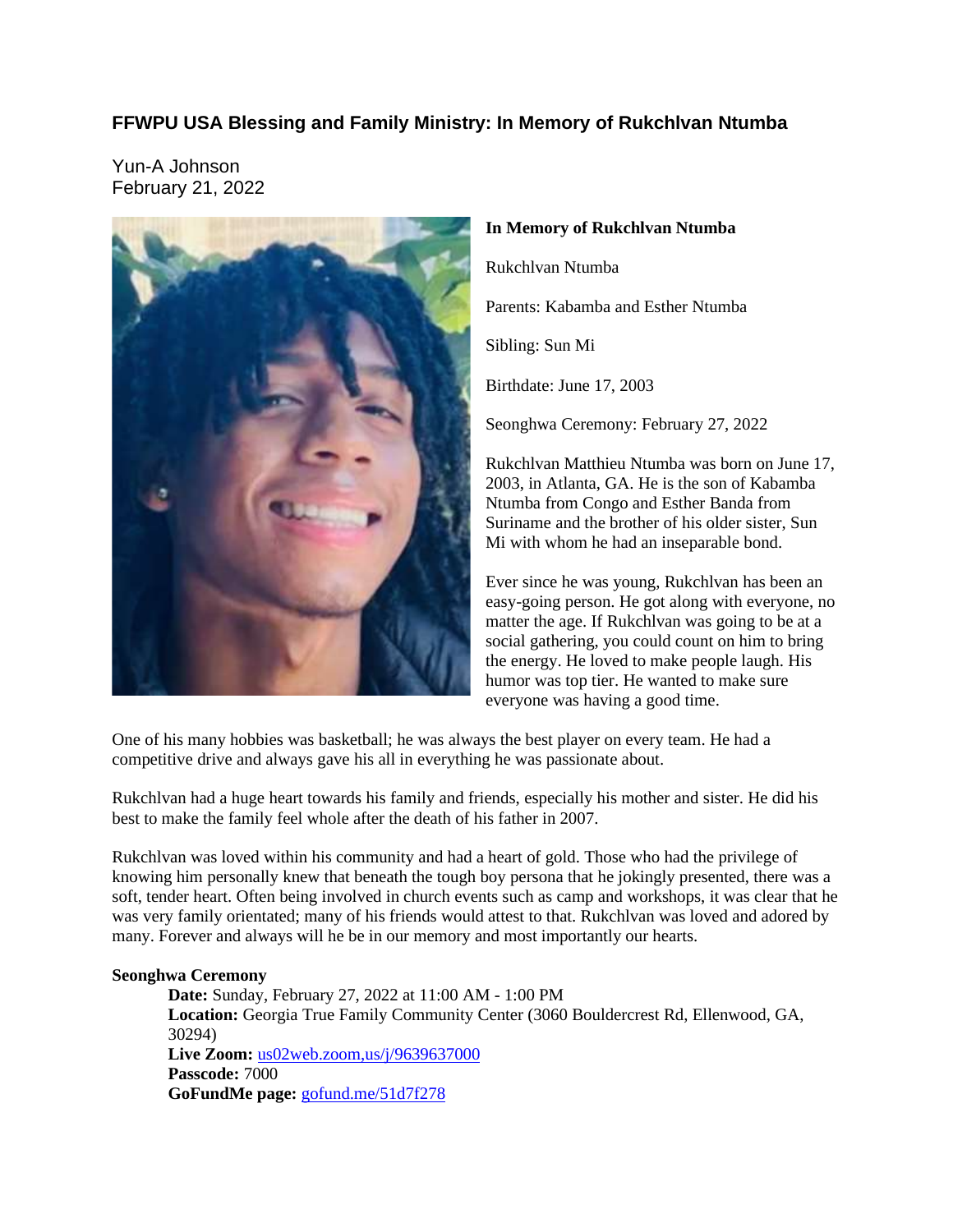# FFWPU USA Blessing and Family Ministry: In Memory of Rukchlvan Ntumba

Yun-A Johnson
February 21, 2022

**In Memory of Rukchlvan Ntumba**

Rukchlvan Ntumba

Parents: Kabamba and Esther Ntumba

Sibling: Sun Mi

Birthdate: June 17, 2003

Seonghwa Ceremony: February 27, 2022

Rukchlvan Matthieu Ntumba was born on June 17, 2003, in Atlanta, GA. He is the son of Kabamba Ntumba from Congo and Esther Banda from Suriname and the brother of his older sister, Sun Mi with whom he had an inseparable bond.

Ever since he was young, Rukchlvan has been an easy-going person. He got along with everyone, no matter the age. If Rukchlvan was going to be at a social gathering, you could count on him to bring the energy. He loved to make people laugh. His humor was top tier. He wanted to make sure everyone was having a good time.

One of his many hobbies was basketball; he was always the best player on every team. He had a competitive drive and always gave his all in everything he was passionate about.

Rukchlvan had a huge heart towards his family and friends, especially his mother and sister. He did his best to make the family feel whole after the death of his father in 2007.

Rukchlvan was loved within his community and had a heart of gold. Those who had the privilege of knowing him personally knew that beneath the tough boy persona that he jokingly presented, there was a soft, tender heart. Often being involved in church events such as camp and workshops, it was clear that he was very family orientated; many of his friends would attest to that. Rukchlvan was loved and adored by many. Forever and always will he be in our memory and most importantly our hearts.

**Seonghwa Ceremony**

**Date:** Sunday, February 27, 2022 at 11:00 AM - 1:00 PM
**Location:** Georgia True Family Community Center (3060 Bouldercrest Rd, Ellenwood, GA, 30294)
**Live Zoom:** us02web.zoom,us/j/9639637000
**Passcode:** 7000
**GoFundMe page:** gofund.me/51d7f278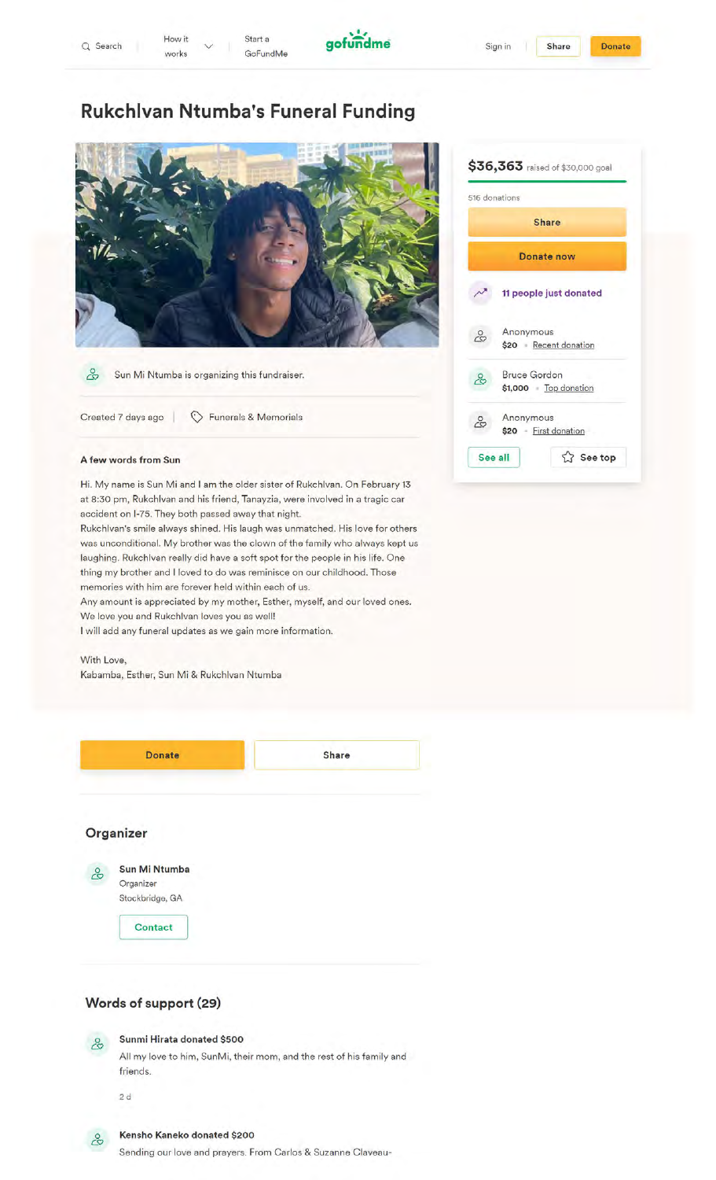Search | How it works | Start a GoFundMe | gofundme | Sign in | Share | Donate

# Rukchlvan Ntumba's Funeral Funding

**$36,363** raised of $30,000 goal

516 donations

Share

Donate now

11 people just donated

Anonymous
$20 · Recent donation

Bruce Gordon
$1,000 · Top donation

Anonymous
$20 · First donation

See all | See top

Sun Mi Ntumba is organizing this fundraiser.

Created 7 days ago | Funerals & Memorials

**A few words from Sun**

Hi. My name is Sun Mi and I am the older sister of Rukchlvan. On February 13 at 8:30 pm, Rukchlvan and his friend, Tanayzia, were involved in a tragic car accident on I-75. They both passed away that night.
Rukchlvan's smile always shined. His laugh was unmatched. His love for others was unconditional. My brother was the clown of the family who always kept us laughing. Rukchlvan really did have a soft spot for the people in his life. One thing my brother and I loved to do was reminisce on our childhood. Those memories with him are forever held within each of us.
Any amount is appreciated by my mother, Esther, myself, and our loved ones. We love you and Rukchlvan loves you as well!
I will add any funeral updates as we gain more information.

With Love,
Kabamba, Esther, Sun Mi & Rukchlvan Ntumba

Donate | Share

## Organizer

**Sun Mi Ntumba**
Organizer
Stockbridge, GA

Contact

## Words of support (29)

**Sunmi Hirata donated $500**
All my love to him, SunMi, their mom, and the rest of his family and friends.

2 d

**Kensho Kaneko donated $200**
Sending our love and prayers. From Carlos & Suzanne Claveau-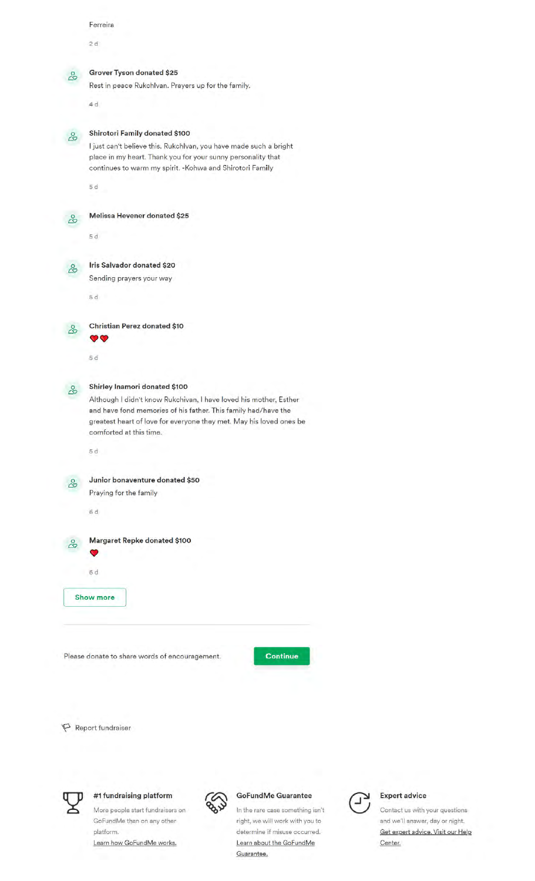Ferreira

2 d

**Grover Tyson donated $25**

Rest in peace Rukchlvan. Prayers up for the family.

4 d

**Shirotori Family donated $100**

I just can't believe this. Rukchlvan, you have made such a bright place in my heart. Thank you for your sunny personality that continues to warm my spirit. -Kohwa and Shirotori Family

5 d

**Melissa Hevener donated $25**

5 d

**Iris Salvador donated $20**

Sending prayers your way

5 d

**Christian Perez donated $10**

❤️❤️

5 d

**Shirley Inamori donated $100**

Although I didn't know Rukchivan, I have loved his mother, Esther and have fond memories of his father. This family had/have the greatest heart of love for everyone they met. May his loved ones be comforted at this time.

5 d

**Junior bonaventure donated $50**

Praying for the family

6 d

**Margaret Repke donated $100**

❤️

6 d

Show more

Please donate to share words of encouragement.

Continue

Report fundraiser

**#1 fundraising platform**

More people start fundraisers on GoFundMe than on any other platform.

Learn how GoFundMe works.

**GoFundMe Guarantee**

In the rare case something isn't right, we will work with you to determine if misuse occurred.

Learn about the GoFundMe Guarantee.

**Expert advice**

Contact us with your questions and we'll answer, day or night.

Get expert advice. Visit our Help Center.